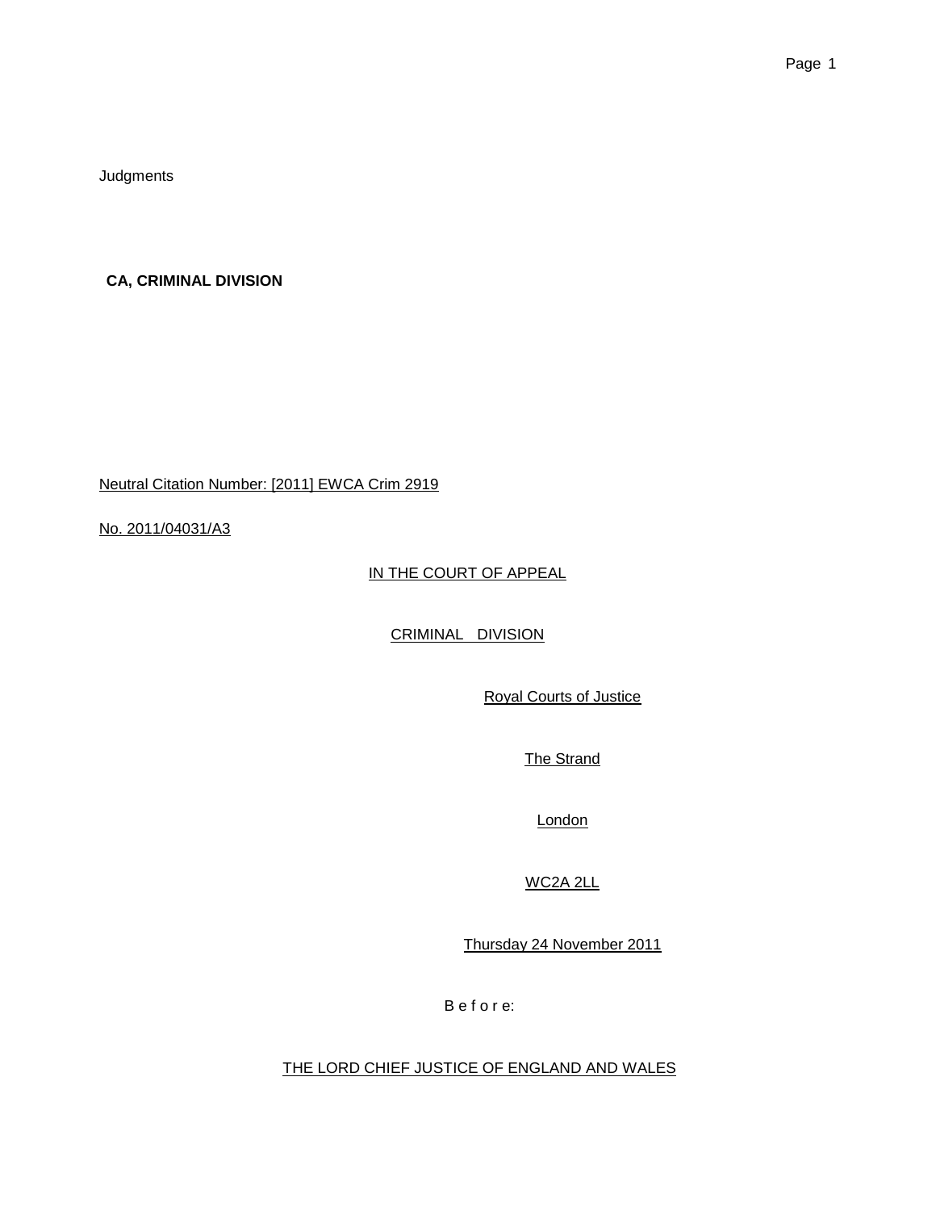Judgments

**CA, CRIMINAL DIVISION**

Neutral Citation Number: [2011] EWCA Crim 2919

No. 2011/04031/A3

IN THE COURT OF APPEAL

CRIMINAL DIVISION

Royal Courts of Justice

The Strand

London

WC2A 2LL

Thursday 24 November 2011

B e f o r e:

THE LORD CHIEF JUSTICE OF ENGLAND AND WALES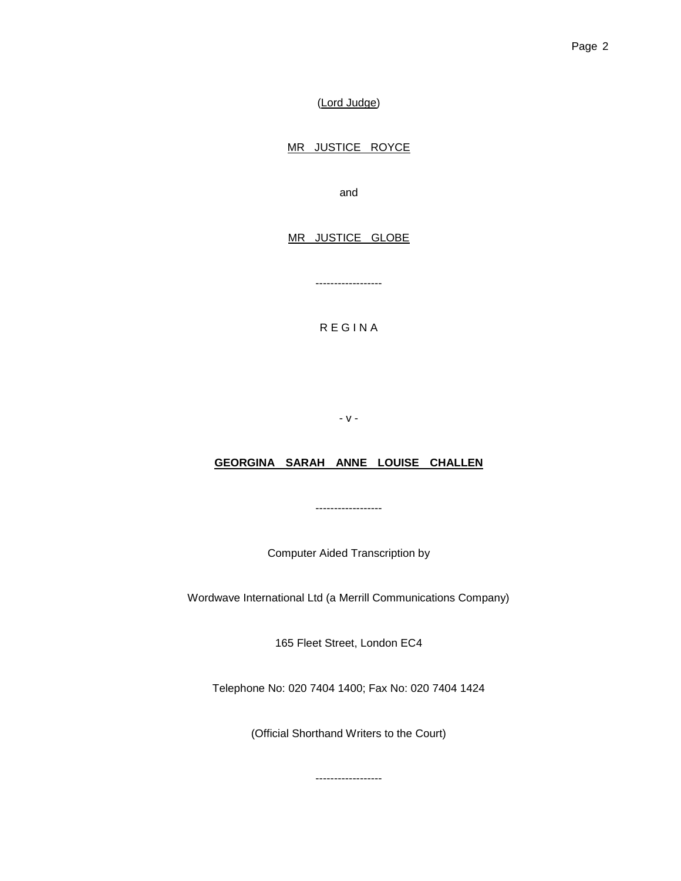(Lord Judge)

MR JUSTICE ROYCE

and

MR JUSTICE GLOBE

------------------

R E G I N A

- v -

**GEORGINA SARAH ANNE LOUISE CHALLEN**

------------------

Computer Aided Transcription by

Wordwave International Ltd (a Merrill Communications Company)

165 Fleet Street, London EC4

Telephone No: 020 7404 1400; Fax No: 020 7404 1424

(Official Shorthand Writers to the Court)

------------------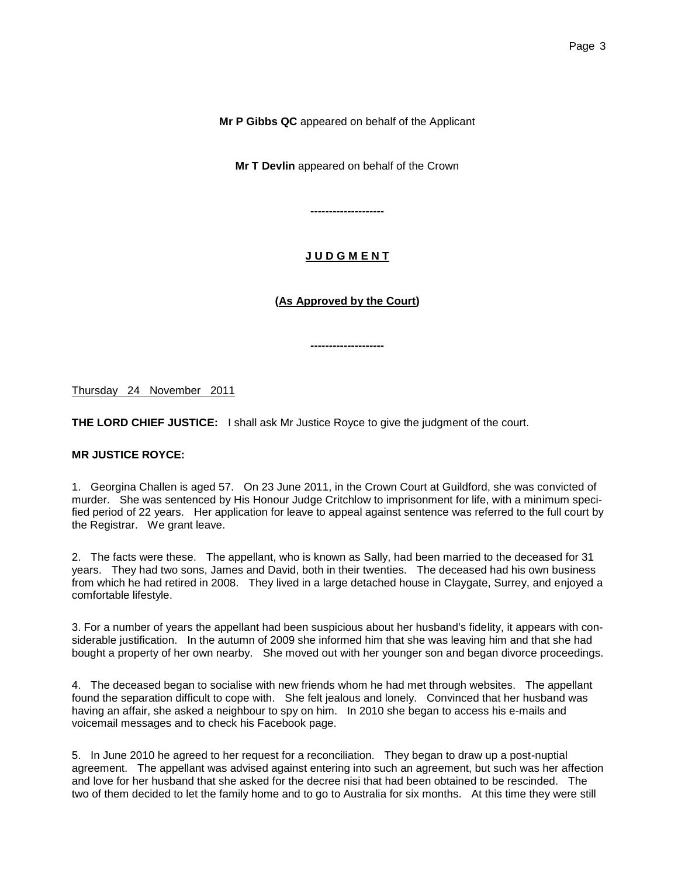**Mr P Gibbs QC** appeared on behalf of the Applicant

**Mr T Devlin** appeared on behalf of the Crown

--------------------

**J U D G M E N T**

**(As Approved by the Court)**

--------------------

Thursday 24 November 2011

**THE LORD CHIEF JUSTICE:** I shall ask Mr Justice Royce to give the judgment of the court.

**MR JUSTICE ROYCE:**

1. Georgina Challen is aged 57. On 23 June 2011, in the Crown Court at Guildford, she was convicted of murder. She was sentenced by His Honour Judge Critchlow to imprisonment for life, with a minimum specified period of 22 years. Her application for leave to appeal against sentence was referred to the full court by the Registrar. We grant leave.

2. The facts were these. The appellant, who is known as Sally, had been married to the deceased for 31 years. They had two sons, James and David, both in their twenties. The deceased had his own business from which he had retired in 2008. They lived in a large detached house in Claygate, Surrey, and enjoyed a comfortable lifestyle.

3. For a number of years the appellant had been suspicious about her husband's fidelity, it appears with considerable justification. In the autumn of 2009 she informed him that she was leaving him and that she had bought a property of her own nearby. She moved out with her younger son and began divorce proceedings.

4. The deceased began to socialise with new friends whom he had met through websites. The appellant found the separation difficult to cope with. She felt jealous and lonely. Convinced that her husband was having an affair, she asked a neighbour to spy on him. In 2010 she began to access his e-mails and voicemail messages and to check his Facebook page.

5. In June 2010 he agreed to her request for a reconciliation. They began to draw up a post-nuptial agreement. The appellant was advised against entering into such an agreement, but such was her affection and love for her husband that she asked for the decree nisi that had been obtained to be rescinded. The two of them decided to let the family home and to go to Australia for six months. At this time they were still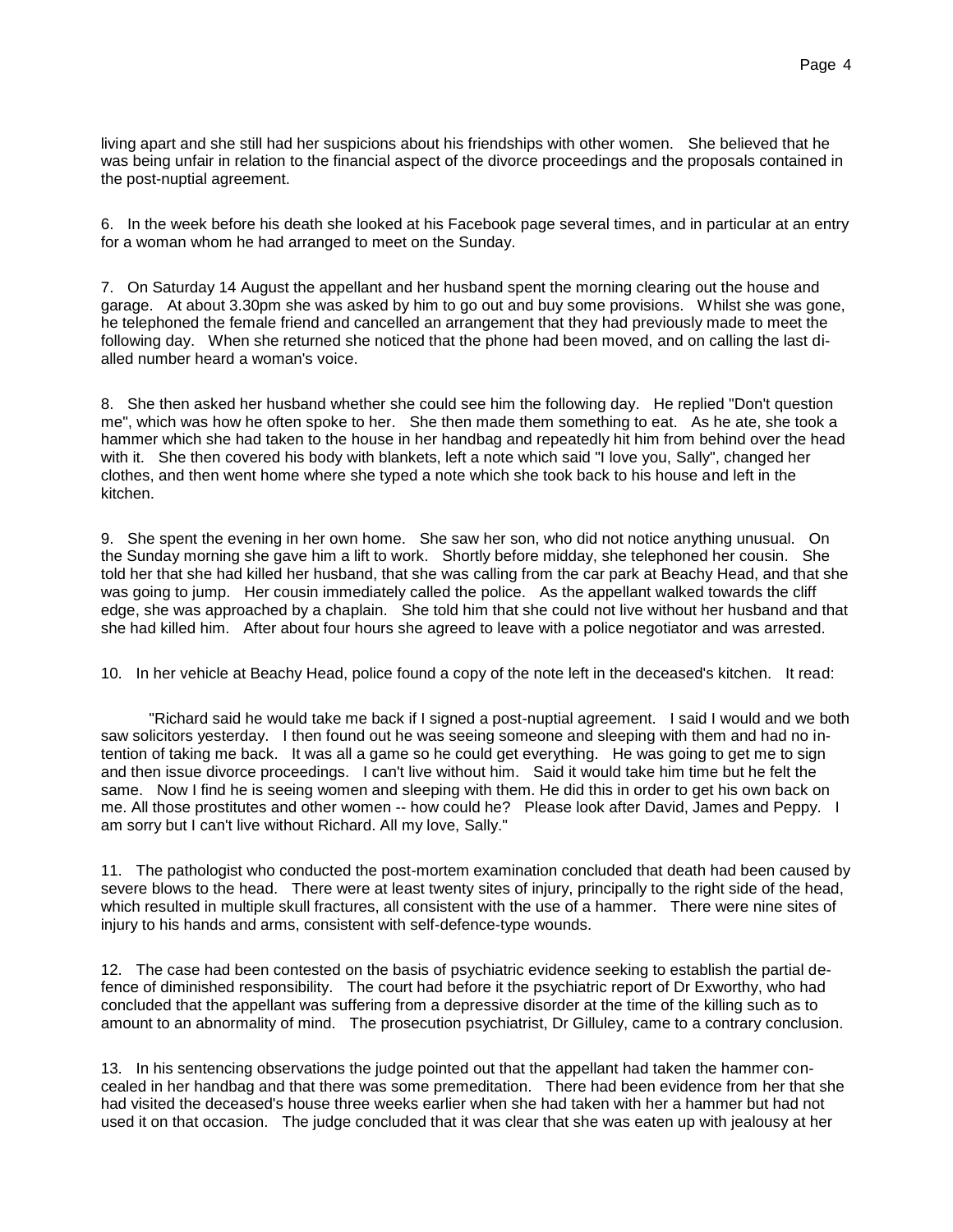living apart and she still had her suspicions about his friendships with other women. She believed that he was being unfair in relation to the financial aspect of the divorce proceedings and the proposals contained in the post-nuptial agreement.

6. In the week before his death she looked at his Facebook page several times, and in particular at an entry for a woman whom he had arranged to meet on the Sunday.

7. On Saturday 14 August the appellant and her husband spent the morning clearing out the house and garage. At about 3.30pm she was asked by him to go out and buy some provisions. Whilst she was gone, he telephoned the female friend and cancelled an arrangement that they had previously made to meet the following day. When she returned she noticed that the phone had been moved, and on calling the last dialled number heard a woman's voice.

8. She then asked her husband whether she could see him the following day. He replied "Don't question me", which was how he often spoke to her. She then made them something to eat. As he ate, she took a hammer which she had taken to the house in her handbag and repeatedly hit him from behind over the head with it. She then covered his body with blankets, left a note which said "I love you, Sally", changed her clothes, and then went home where she typed a note which she took back to his house and left in the kitchen.

9. She spent the evening in her own home. She saw her son, who did not notice anything unusual. On the Sunday morning she gave him a lift to work. Shortly before midday, she telephoned her cousin. She told her that she had killed her husband, that she was calling from the car park at Beachy Head, and that she was going to jump. Her cousin immediately called the police. As the appellant walked towards the cliff edge, she was approached by a chaplain. She told him that she could not live without her husband and that she had killed him. After about four hours she agreed to leave with a police negotiator and was arrested.

10. In her vehicle at Beachy Head, police found a copy of the note left in the deceased's kitchen. It read:

> "Richard said he would take me back if I signed a post-nuptial agreement. I said I would and we both saw solicitors yesterday. I then found out he was seeing someone and sleeping with them and had no intention of taking me back. It was all a game so he could get everything. He was going to get me to sign and then issue divorce proceedings. I can't live without him. Said it would take him time but he felt the same. Now I find he is seeing women and sleeping with them. He did this in order to get his own back on me. All those prostitutes and other women -- how could he? Please look after David, James and Peppy. I am sorry but I can't live without Richard. All my love, Sally."

11. The pathologist who conducted the post-mortem examination concluded that death had been caused by severe blows to the head. There were at least twenty sites of injury, principally to the right side of the head, which resulted in multiple skull fractures, all consistent with the use of a hammer. There were nine sites of injury to his hands and arms, consistent with self-defence-type wounds.

12. The case had been contested on the basis of psychiatric evidence seeking to establish the partial defence of diminished responsibility. The court had before it the psychiatric report of Dr Exworthy, who had concluded that the appellant was suffering from a depressive disorder at the time of the killing such as to amount to an abnormality of mind. The prosecution psychiatrist, Dr Gilluley, came to a contrary conclusion.

13. In his sentencing observations the judge pointed out that the appellant had taken the hammer concealed in her handbag and that there was some premeditation. There had been evidence from her that she had visited the deceased's house three weeks earlier when she had taken with her a hammer but had not used it on that occasion. The judge concluded that it was clear that she was eaten up with jealousy at her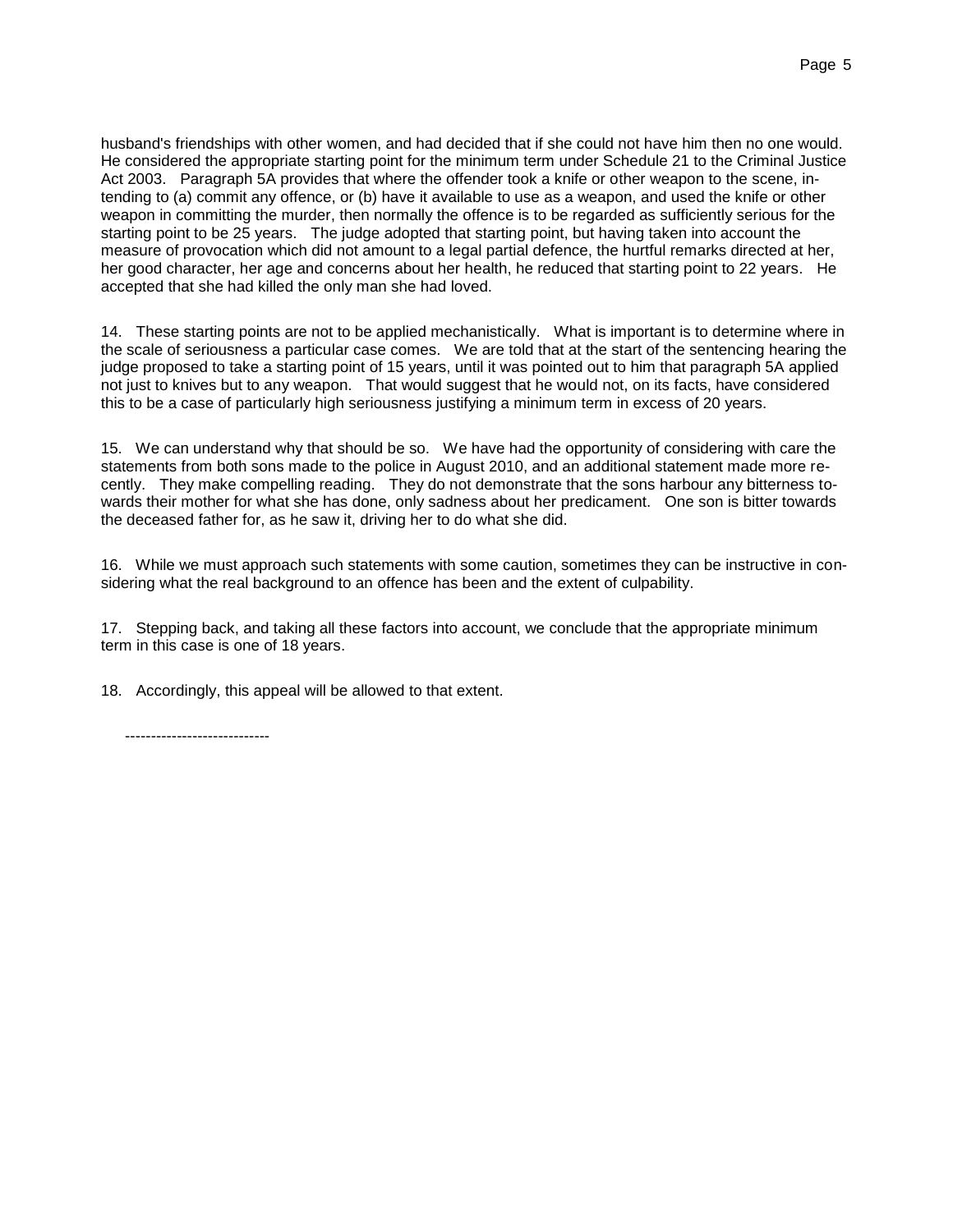husband's friendships with other women, and had decided that if she could not have him then no one would. He considered the appropriate starting point for the minimum term under Schedule 21 to the Criminal Justice Act 2003. Paragraph 5A provides that where the offender took a knife or other weapon to the scene, intending to (a) commit any offence, or (b) have it available to use as a weapon, and used the knife or other weapon in committing the murder, then normally the offence is to be regarded as sufficiently serious for the starting point to be 25 years. The judge adopted that starting point, but having taken into account the measure of provocation which did not amount to a legal partial defence, the hurtful remarks directed at her, her good character, her age and concerns about her health, he reduced that starting point to 22 years. He accepted that she had killed the only man she had loved.

14. These starting points are not to be applied mechanistically. What is important is to determine where in the scale of seriousness a particular case comes. We are told that at the start of the sentencing hearing the judge proposed to take a starting point of 15 years, until it was pointed out to him that paragraph 5A applied not just to knives but to any weapon. That would suggest that he would not, on its facts, have considered this to be a case of particularly high seriousness justifying a minimum term in excess of 20 years.

15. We can understand why that should be so. We have had the opportunity of considering with care the statements from both sons made to the police in August 2010, and an additional statement made more recently. They make compelling reading. They do not demonstrate that the sons harbour any bitterness towards their mother for what she has done, only sadness about her predicament. One son is bitter towards the deceased father for, as he saw it, driving her to do what she did.

16. While we must approach such statements with some caution, sometimes they can be instructive in considering what the real background to an offence has been and the extent of culpability.

17. Stepping back, and taking all these factors into account, we conclude that the appropriate minimum term in this case is one of 18 years.

18. Accordingly, this appeal will be allowed to that extent.

----------------------------